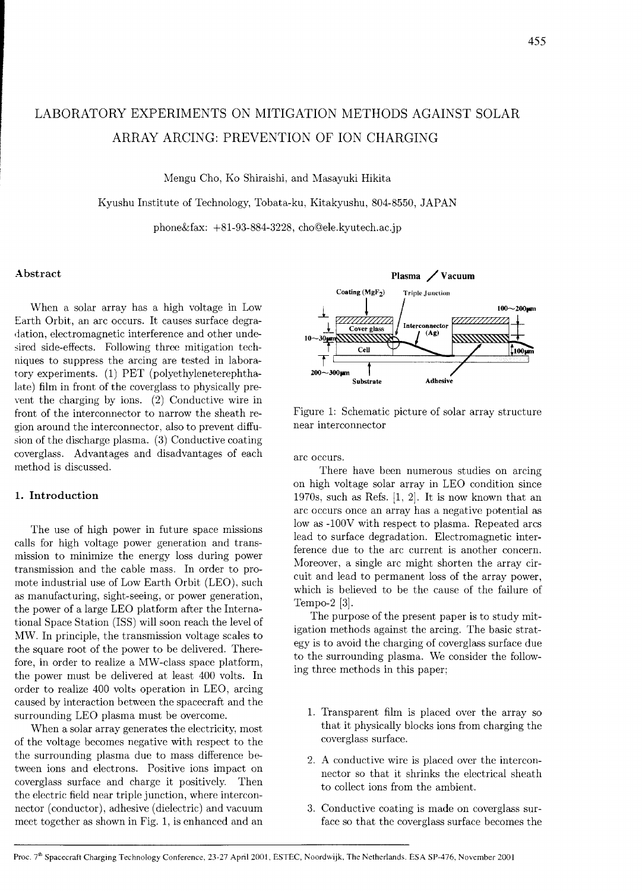# LABORATORY EXPERIMENTS ON MITIGATION METHODS AGAINST SOLAR ARRAY ARCING: PREVENTION OF ION CHARGING

Mengu Cho, Ko Shiraishi, and Masayuki Hikita

Kyushu Institute of Technology, Tobata-ku, Kitakyushu, 804-8550, JAPAN

phone&fax: +81-93-884-3228, cho@ele.kyutech.ac.jp

## Abstract

When a solar array has a high voltage in Low Earth Orbit, an arc occurs. It causes surface degradation, electromagnetic interference and other undesired side-effects. Following three mitigation techniques to suppress the arcing are tested in laboratory experiments. (1) PET (polyethyleneterephthalate) film in front of the coverglass to physically prevent the charging by ions. (2) Conductive wire in front of the interconnector to narrow the sheath region around the interconnector, also to prevent diffusion of the discharge plasma. (3) Conductive coating coverglass. Advantages and disadvantages of each method is discussed.

## 1. Introduction

The use of high power in future space missions calls for high voltage power generation and transmission to minimize the energy loss during power transmission and the cable mass. In order to promote industrial use of Low Earth Orbit (LEO), such as manufacturing, sight-seeing, or power generation, the power of a large LEO platform after the International Space Station (ISS) will soon reach the level of MW. In principle, the transmission voltage scales to the square root of the power to be delivered. Therefore, in order to realize a MW-class space platform, the power must be delivered at least 400 volts. In order to realize 400 volts operation in LEO, arcing caused by interaction between the spacecraft and the surrounding LEO plasma must be overcome.

When a solar array generates the electricity, most of the voltage becomes negative with respect to the the surrounding plasma due to mass difference between ions and electrons. Positive ions impact on coverglass surface and charge it positively. Then the electric field near triple junction, where interconnector (conductor), adhesive (dielectric) and vacuum meet together as shown in Fig. 1, is enhanced and an arc occurs.

Figure 1: Schematic picture of solar array structure near interconnector

There have been numerous studies on arcing on high voltage solar array in LEO condition since 1970s, such as Refs. [1, 2]. It is now known that an arc occurs once an array has a negative potential as low as -100V with respect to plasma. Repeated arcs lead to surface degradation. Electromagnetic interference due to the arc current is another concern. Moreover, a single arc might shorten the array circuit and lead to permanent loss of the array power, which is believed to be the cause of the failure of Tempo-2 [3].

The purpose of the present paper is to study mitigation methods against the arcing. The basic strategy is to avoid the charging of coverglass surface due to the surrounding plasma. We consider the following three methods in this paper;

1. Transparent film is placed over the array so that it physically blocks ions from charging the coverglass surface.
2. A conductive wire is placed over the interconnector so that it shrinks the electrical sheath to collect ions from the ambient.
3. Conductive coating is made on coverglass surface so that the coverglass surface becomes the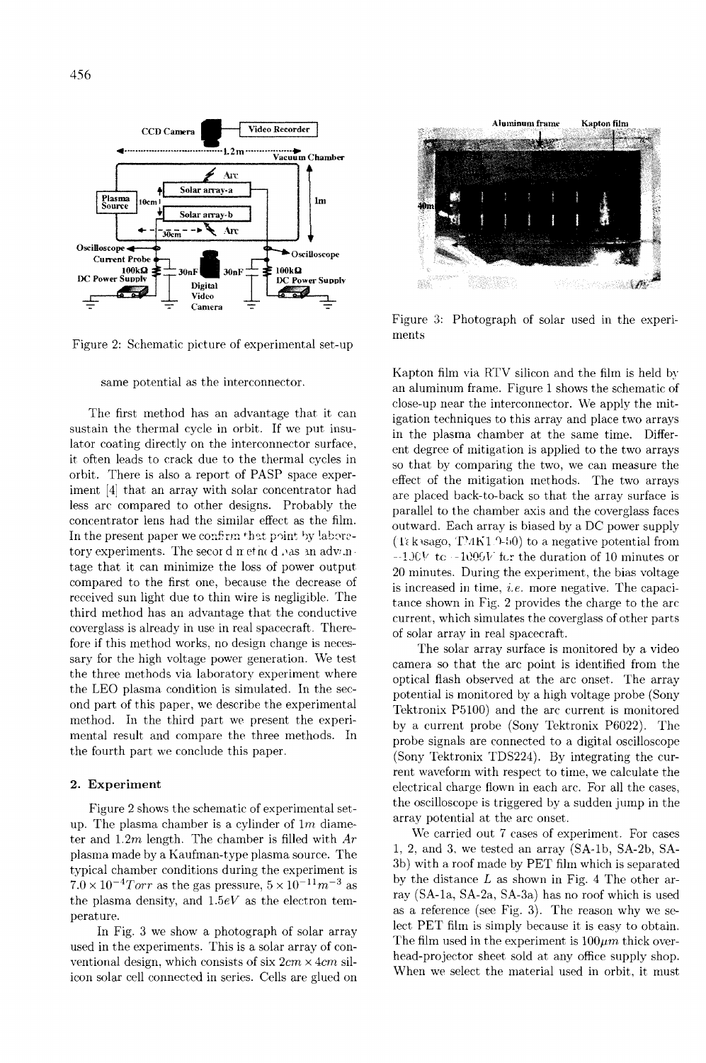Figure 2: Schematic picture of experimental set-up

same potential as the interconnector.

The first method has an advantage that it can sustain the thermal cycle in orbit. If we put insulator coating directly on the interconnector surface, it often leads to crack due to the thermal cycles in orbit. There is also a report of PASP space experiment [4] that an array with solar concentrator had less arc compared to other designs. Probably the concentrator lens had the similar effect as the film. In the present paper we confirm that point by laboratory experiments. The second method has an advantage that it can minimize the loss of power output compared to the first one, because the decrease of received sun light due to thin wire is negligible. The third method has an advantage that the conductive coverglass is already in use in real spacecraft. Therefore if this method works, no design change is necessary for the high voltage power generation. We test the three methods via laboratory experiment where the LEO plasma condition is simulated. In the second part of this paper, we describe the experimental method. In the third part we present the experimental result and compare the three methods. In the fourth part we conclude this paper.

## 2. Experiment

Figure 2 shows the schematic of experimental set-up. The plasma chamber is a cylinder of $1m$ diameter and $1.2m$ length. The chamber is filled with $Ar$ plasma made by a Kaufman-type plasma source. The typical chamber conditions during the experiment is $7.0 \times 10^{-4} Torr$ as the gas pressure, $5 \times 10^{-11} m^{-3}$ as the plasma density, and $1.5 eV$ as the electron temperature.

In Fig. 3 we show a photograph of solar array used in the experiments. This is a solar array of conventional design, which consists of six $2cm \times 4cm$ silicon solar cell connected in series. Cells are glued on

Figure 3: Photograph of solar used in the experiments

Kapton film via RTV silicon and the film is held by an aluminum frame. Figure 1 shows the schematic of close-up near the interconnector. We apply the mitigation techniques to this array and place two arrays in the plasma chamber at the same time. Different degree of mitigation is applied to the two arrays so that by comparing the two, we can measure the effect of the mitigation methods. The two arrays are placed back-to-back so that the array surface is parallel to the chamber axis and the coverglass faces outward. Each array is biased by a DC power supply (Takasago, TMK1.0-50) to a negative potential from $-100V$ to $-1000V$ for the duration of 10 minutes or 20 minutes. During the experiment, the bias voltage is increased in time, *i.e.* more negative. The capacitance shown in Fig. 2 provides the charge to the arc current, which simulates the coverglass of other parts of solar array in real spacecraft.

The solar array surface is monitored by a video camera so that the arc point is identified from the optical flash observed at the arc onset. The array potential is monitored by a high voltage probe (Sony Tektronix P5100) and the arc current is monitored by a current probe (Sony Tektronix P6022). The probe signals are connected to a digital oscilloscope (Sony Tektronix TDS224). By integrating the current waveform with respect to time, we calculate the electrical charge flown in each arc. For all the cases, the oscilloscope is triggered by a sudden jump in the array potential at the arc onset.

We carried out 7 cases of experiment. For cases 1, 2, and 3, we tested an array (SA-1b, SA-2b, SA-3b) with a roof made by PET film which is separated by the distance $L$ as shown in Fig. 4 The other array (SA-1a, SA-2a, SA-3a) has no roof which is used as a reference (see Fig. 3). The reason why we select PET film is simply because it is easy to obtain. The film used in the experiment is $100 \mu m$ thick overhead-projector sheet sold at any office supply shop. When we select the material used in orbit, it must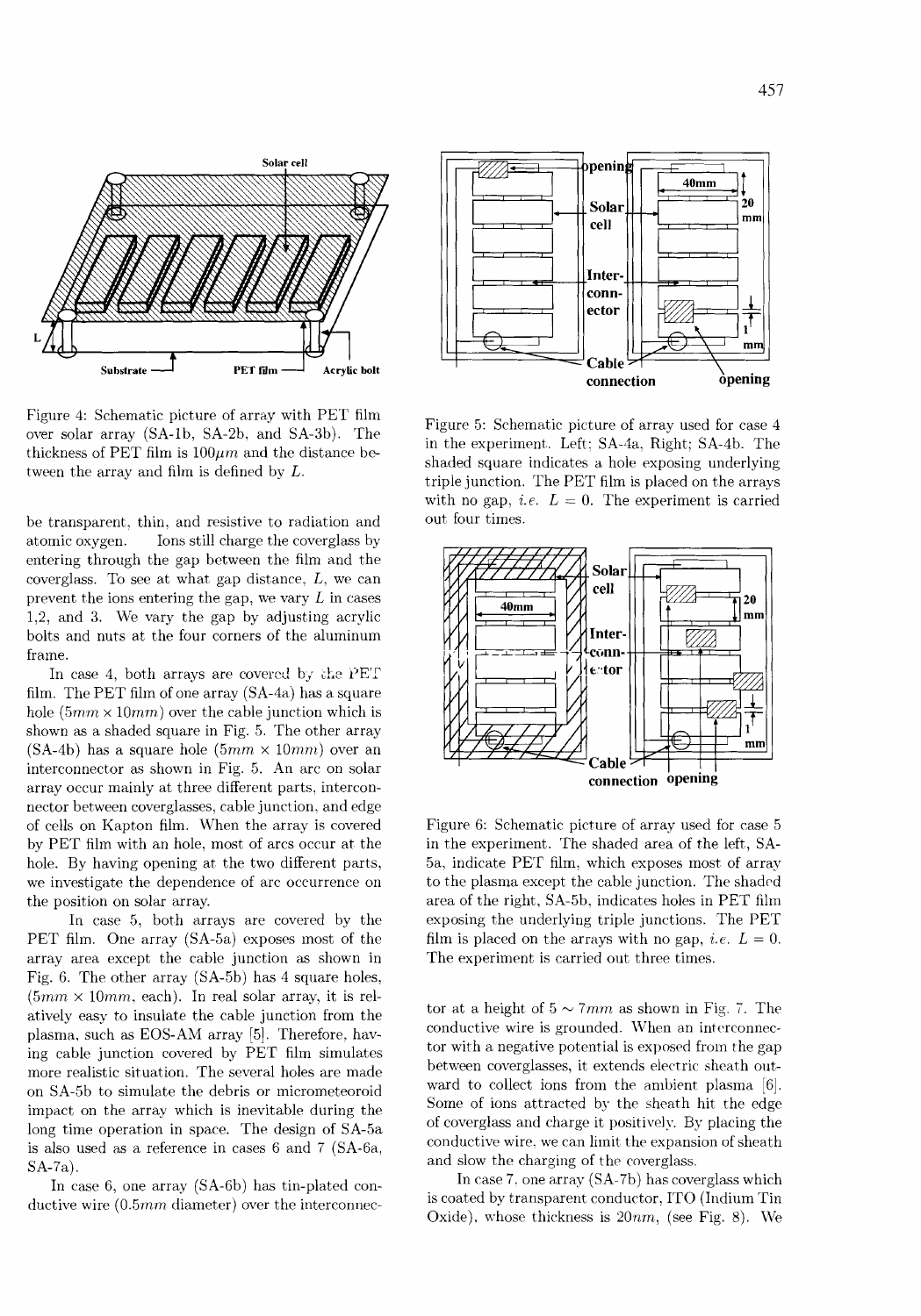Figure 4: Schematic picture of array with PET film over solar array (SA-1b, SA-2b, and SA-3b). The thickness of PET film is $100\mu m$ and the distance between the array and film is defined by $L$.

be transparent, thin, and resistive to radiation and atomic oxygen. Ions still charge the coverglass by entering through the gap between the film and the coverglass. To see at what gap distance, $L$, we can prevent the ions entering the gap, we vary $L$ in cases 1,2, and 3. We vary the gap by adjusting acrylic bolts and nuts at the four corners of the aluminum frame.

In case 4, both arrays are covered by the PET film. The PET film of one array (SA-4a) has a square hole ($5mm \times 10mm$) over the cable junction which is shown as a shaded square in Fig. 5. The other array (SA-4b) has a square hole ($5mm \times 10mm$) over an interconnector as shown in Fig. 5. An arc on solar array occur mainly at three different parts, interconnector between coverglasses, cable junction, and edge of cells on Kapton film. When the array is covered by PET film with an hole, most of arcs occur at the hole. By having opening at the two different parts, we investigate the dependence of arc occurrence on the position on solar array.

In case 5, both arrays are covered by the PET film. One array (SA-5a) exposes most of the array area except the cable junction as shown in Fig. 6. The other array (SA-5b) has 4 square holes, ($5mm \times 10mm$, each). In real solar array, it is relatively easy to insulate the cable junction from the plasma, such as EOS-AM array [5]. Therefore, having cable junction covered by PET film simulates more realistic situation. The several holes are made on SA-5b to simulate the debris or micrometeoroid impact on the array which is inevitable during the long time operation in space. The design of SA-5a is also used as a reference in cases 6 and 7 (SA-6a, SA-7a).

In case 6, one array (SA-6b) has tin-plated conductive wire ($0.5mm$ diameter) over the interconnector at a height of $5 \sim 7mm$ as shown in Fig. 7. The conductive wire is grounded. When an interconnector with a negative potential is exposed from the gap between coverglasses, it extends electric sheath outward to collect ions from the ambient plasma [6]. Some of ions attracted by the sheath hit the edge of coverglass and charge it positively. By placing the conductive wire, we can limit the expansion of sheath and slow the charging of the coverglass.

In case 7, one array (SA-7b) has coverglass which is coated by transparent conductor, ITO (Indium Tin Oxide), whose thickness is $20nm$, (see Fig. 8). We

Figure 5: Schematic picture of array used for case 4 in the experiment. Left; SA-4a, Right; SA-4b. The shaded square indicates a hole exposing underlying triple junction. The PET film is placed on the arrays with no gap, *i.e.* $L = 0$. The experiment is carried out four times.

Figure 6: Schematic picture of array used for case 5 in the experiment. The shaded area of the left, SA-5a, indicate PET film, which exposes most of array to the plasma except the cable junction. The shaded area of the right, SA-5b, indicates holes in PET film exposing the underlying triple junctions. The PET film is placed on the arrays with no gap, *i.e.* $L = 0$. The experiment is carried out three times.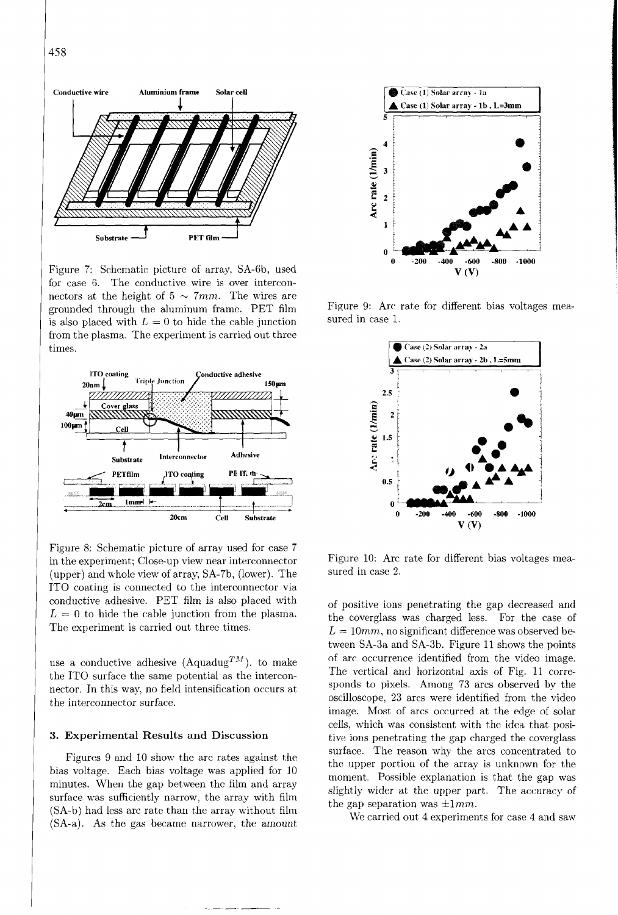Figure 7: Schematic picture of array, SA-6b, used for case 6. The conductive wire is over interconnectors at the height of $5 \sim 7mm$. The wires are grounded through the aluminum frame. PET film is also placed with $L = 0$ to hide the cable junction from the plasma. The experiment is carried out three times.

Figure 8: Schematic picture of array used for case 7 in the experiment; Close-up view near interconnector (upper) and whole view of array, SA-7b, (lower). The ITO coating is connected to the interconnector via conductive adhesive. PET film is also placed with $L = 0$ to hide the cable junction from the plasma. The experiment is carried out three times.

use a conductive adhesive (Aquadug$^{TM}$), to make the ITO surface the same potential as the interconnector. In this way, no field intensification occurs at the interconnector surface.

## 3. Experimental Results and Discussion

Figures 9 and 10 show the arc rates against the bias voltage. Each bias voltage was applied for 10 minutes. When the gap between the film and array surface was sufficiently narrow, the array with film (SA-b) had less arc rate than the array without film (SA-a). As the gas became narrower, the amount of positive ions penetrating the gap decreased and the coverglass was charged less. For the case of $L = 10mm$, no significant difference was observed between SA-3a and SA-3b. Figure 11 shows the points of arc occurrence identified from the video image. The vertical and horizontal axis of Fig. 11 corresponds to pixels. Among 73 arcs observed by the oscilloscope, 23 arcs were identified from the video image. Most of arcs occurred at the edge of solar cells, which was consistent with the idea that positive ions penetrating the gap charged the coverglass surface. The reason why the arcs concentrated to the upper portion of the array is unknown for the moment. Possible explanation is that the gap was slightly wider at the upper part. The accuracy of the gap separation was $\pm 1mm$.

We carried out 4 experiments for case 4 and saw

Figure 9: Arc rate for different bias voltages measured in case 1.

Figure 10: Arc rate for different bias voltages measured in case 2.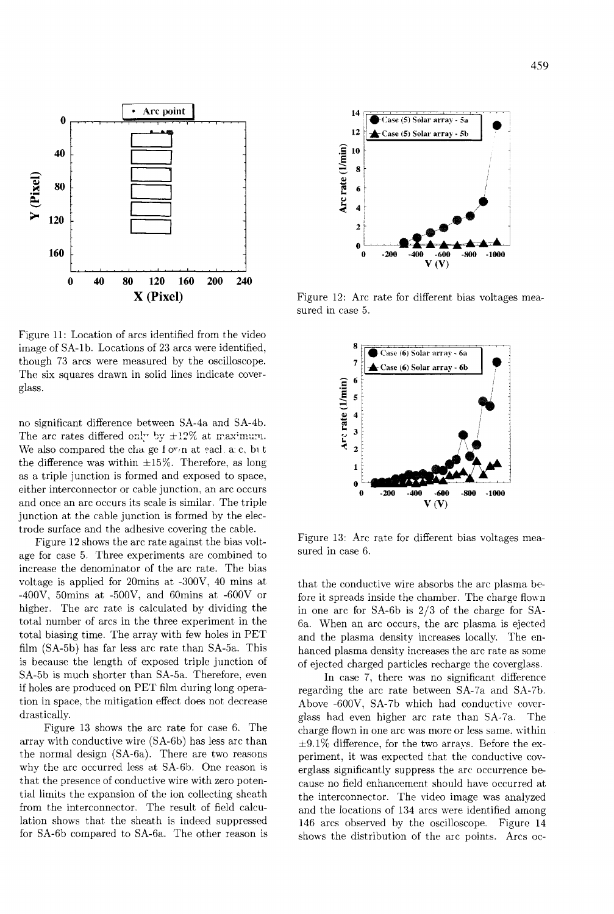Figure 11: Location of arcs identified from the video image of SA-1b. Locations of 23 arcs were identified, though 73 arcs were measured by the oscilloscope. The six squares drawn in solid lines indicate coverglass.

no significant difference between SA-4a and SA-4b. The arc rates differed only by ±12% at maximum. We also compared the charge flown at each arc, but the difference was within ±15%. Therefore, as long as a triple junction is formed and exposed to space, either interconnector or cable junction, an arc occurs and once an arc occurs its scale is similar. The triple junction at the cable junction is formed by the electrode surface and the adhesive covering the cable.

Figure 12 shows the arc rate against the bias voltage for case 5. Three experiments are combined to increase the denominator of the arc rate. The bias voltage is applied for 20mins at -300V, 40 mins at -400V, 50mins at -500V, and 60mins at -600V or higher. The arc rate is calculated by dividing the total number of arcs in the three experiment in the total biasing time. The array with few holes in PET film (SA-5b) has far less arc rate than SA-5a. This is because the length of exposed triple junction of SA-5b is much shorter than SA-5a. Therefore, even if holes are produced on PET film during long operation in space, the mitigation effect does not decrease drastically.

Figure 13 shows the arc rate for case 6. The array with conductive wire (SA-6b) has less arc than the normal design (SA-6a). There are two reasons why the arc occurred less at SA-6b. One reason is that the presence of conductive wire with zero potential limits the expansion of the ion collecting sheath from the interconnector. The result of field calculation shows that the sheath is indeed suppressed for SA-6b compared to SA-6a. The other reason is

Figure 12: Arc rate for different bias voltages measured in case 5.

Figure 13: Arc rate for different bias voltages measured in case 6.

that the conductive wire absorbs the arc plasma before it spreads inside the chamber. The charge flown in one arc for SA-6b is 2/3 of the charge for SA-6a. When an arc occurs, the arc plasma is ejected and the plasma density increases locally. The enhanced plasma density increases the arc rate as some of ejected charged particles recharge the coverglass.

In case 7, there was no significant difference regarding the arc rate between SA-7a and SA-7b. Above -600V, SA-7b which had conductive coverglass had even higher arc rate than SA-7a. The charge flown in one arc was more or less same, within ±9.1% difference, for the two arrays. Before the experiment, it was expected that the conductive coverglass significantly suppress the arc occurrence because no field enhancement should have occurred at the interconnector. The video image was analyzed and the locations of 134 arcs were identified among 146 arcs observed by the oscilloscope. Figure 14 shows the distribution of the arc points. Arcs oc-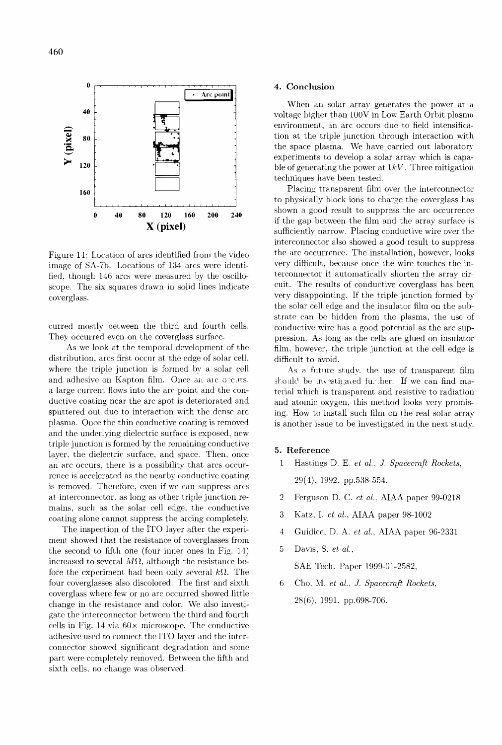0

40

80

120

160

Y (pixel)

0 40 80 120 160 200 240

X (pixel)

• Arc point

Figure 14: Location of arcs identified from the video image of SA-7b. Locations of 134 arcs were identified, though 146 arcs were measured by the oscilloscope. The six squares drawn in solid lines indicate coverglass.

curred mostly between the third and fourth cells. They occurred even on the coverglass surface.

As we look at the temporal development of the distribution, arcs first occur at the edge of solar cell, where the triple junction is formed by a solar cell and adhesive on Kapton film. Once an arc occurs, a large current flows into the arc point and the conductive coating near the arc spot is deteriorated and sputtered out due to interaction with the dense arc plasma. Once the thin conductive coating is removed and the underlying dielectric surface is exposed, new triple junction is formed by the remaining conductive layer, the dielectric surface, and space. Then, once an arc occurs, there is a possibility that arcs occurrence is accelerated as the nearby conductive coating is removed. Therefore, even if we can suppress arcs at interconnector, as long as other triple junction remains, such as the solar cell edge, the conductive coating alone cannot suppress the arcing completely.

The inspection of the ITO layer after the experiment showed that the resistance of coverglasses from the second to fifth one (four inner ones in Fig. 14) increased to several $M\Omega$, although the resistance before the experiment had been only several $k\Omega$. The four coverglasses also discolored. The first and sixth coverglass where few or no arc occurred showed little change in the resistance and color. We also investigate the interconnector between the third and fourth cells in Fig. 14 via 60× microscope. The conductive adhesive used to connect the ITO layer and the interconnector showed significant degradation and some part were completely removed. Between the fifth and sixth cells, no change was observed.

## 4. Conclusion

When an solar array generates the power at a voltage higher than 100V in Low Earth Orbit plasma environment, an arc occurs due to field intensification at the triple junction through interaction with the space plasma. We have carried out laboratory experiments to develop a solar array which is capable of generating the power at $1kV$. Three mitigation techniques have been tested.

Placing transparent film over the interconnector to physically block ions to charge the coverglass has shown a good result to suppress the arc occurrence if the gap between the film and the array surface is sufficiently narrow. Placing conductive wire over the interconnector also showed a good result to suppress the arc occurrence. The installation, however, looks very difficult, because once the wire touches the interconnector it automatically shorten the array circuit. The results of conductive coverglass has been very disappointing. If the triple junction formed by the solar cell edge and the insulator film on the substrate can be hidden from the plasma, the use of conductive wire has a good potential as the arc suppression. As long as the cells are glued on insulator film, however, the triple junction at the cell edge is difficult to avoid.

As a future study, the use of transparent film should be investigated further. If we can find material which is transparent and resistive to radiation and atomic oxygen, this method looks very promising. How to install such film on the real solar array is another issue to be investigated in the next study.

## 5. Reference

1. Hastings D. E. *et al.*, *J. Spacecraft Rockets*, 29(4), 1992. pp.538-554.
2. Ferguson D. C. *et al.*, AIAA paper 99-0218
3. Katz, I. *et al.*, AIAA paper 98-1002
4. Guidice, D. A. *et al.*, AIAA paper 96-2331
5. Davis, S. *et al.*, SAE Tech. Paper 1999-01-2582,
6. Cho, M. *et al.*, *J. Spacecraft Rockets*, 28(6), 1991. pp.698-706.